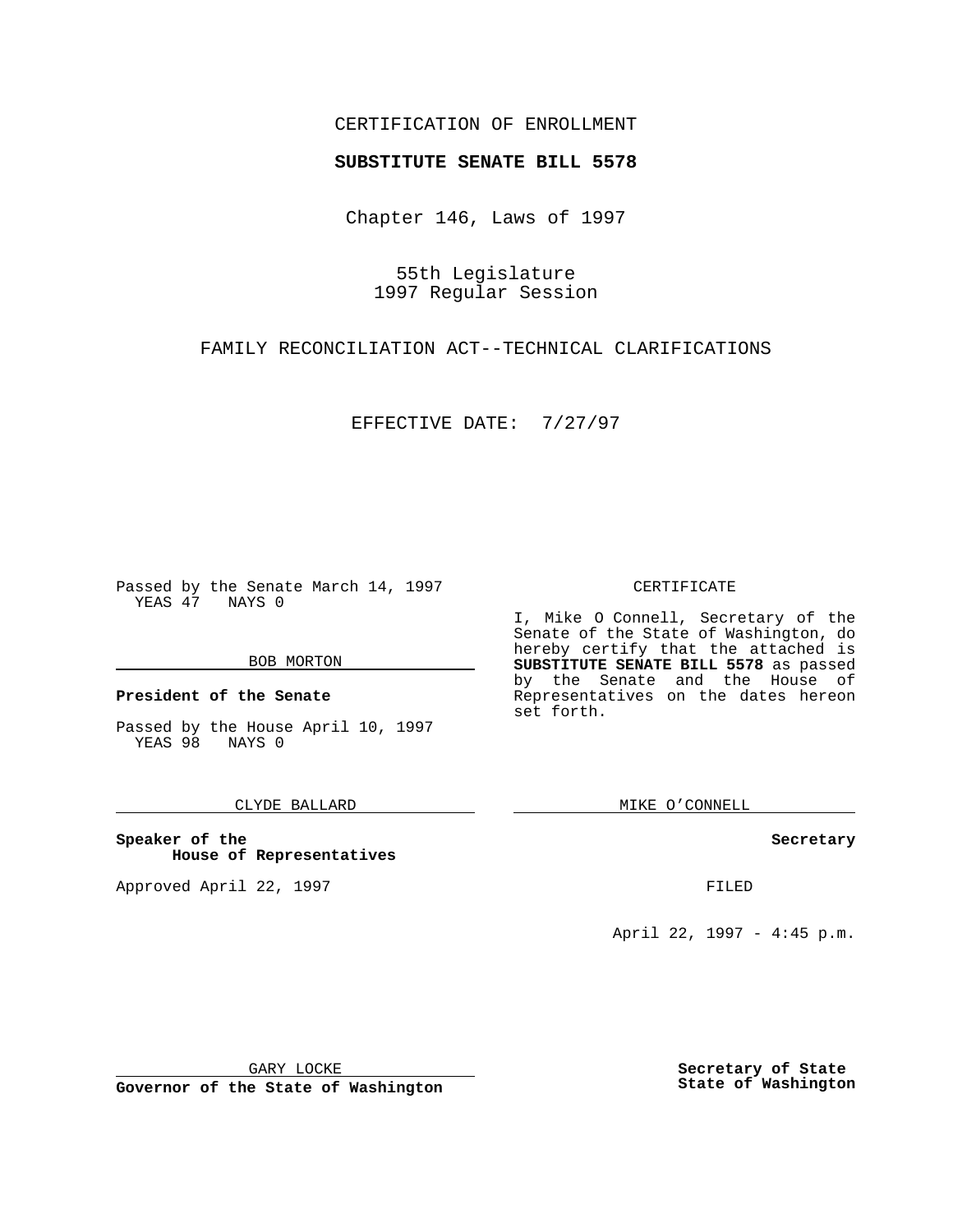CERTIFICATION OF ENROLLMENT

**SUBSTITUTE SENATE BILL 5578**

Chapter 146, Laws of 1997

55th Legislature
1997 Regular Session

FAMILY RECONCILIATION ACT--TECHNICAL CLARIFICATIONS

EFFECTIVE DATE: 7/27/97

Passed by the Senate March 14, 1997
YEAS 47 NAYS 0

BOB MORTON

**President of the Senate**

Passed by the House April 10, 1997
YEAS 98 NAYS 0

CLYDE BALLARD

**Speaker of the House of Representatives**

Approved April 22, 1997

GARY LOCKE

**Governor of the State of Washington**

CERTIFICATE

I, Mike O Connell, Secretary of the Senate of the State of Washington, do hereby certify that the attached is **SUBSTITUTE SENATE BILL 5578** as passed by the Senate and the House of Representatives on the dates hereon set forth.

MIKE O'CONNELL

**Secretary**

FILED

April 22, 1997 - 4:45 p.m.

**Secretary of State State of Washington**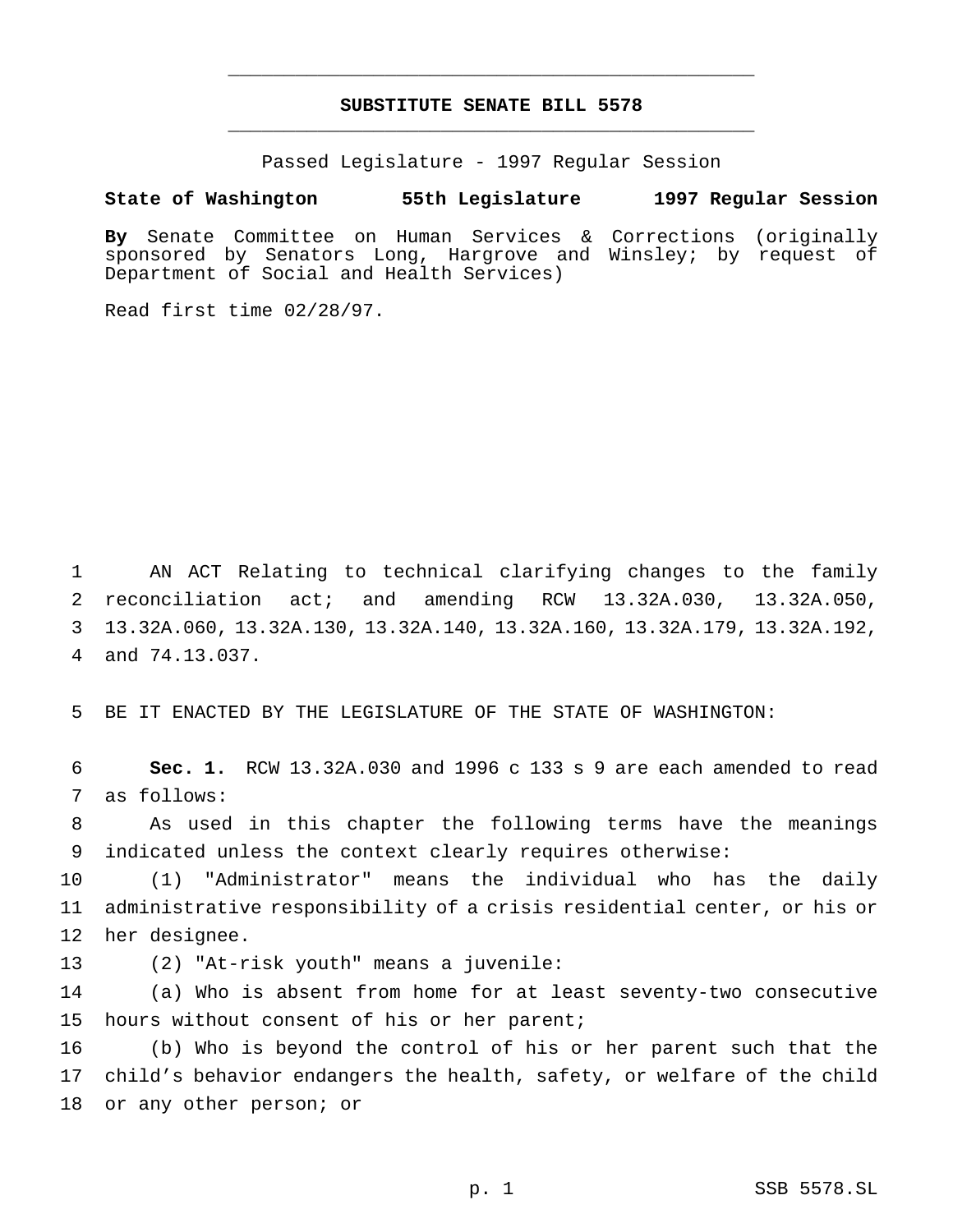# SUBSTITUTE SENATE BILL 5578

Passed Legislature - 1997 Regular Session

**State of Washington 55th Legislature 1997 Regular Session**

**By** Senate Committee on Human Services & Corrections (originally sponsored by Senators Long, Hargrove and Winsley; by request of Department of Social and Health Services)

Read first time 02/28/97.

AN ACT Relating to technical clarifying changes to the family reconciliation act; and amending RCW 13.32A.030, 13.32A.050, 13.32A.060, 13.32A.130, 13.32A.140, 13.32A.160, 13.32A.179, 13.32A.192, and 74.13.037.

BE IT ENACTED BY THE LEGISLATURE OF THE STATE OF WASHINGTON:

**Sec. 1.** RCW 13.32A.030 and 1996 c 133 s 9 are each amended to read as follows:

As used in this chapter the following terms have the meanings indicated unless the context clearly requires otherwise:

(1) "Administrator" means the individual who has the daily administrative responsibility of a crisis residential center, or his or her designee.

(2) "At-risk youth" means a juvenile:

(a) Who is absent from home for at least seventy-two consecutive hours without consent of his or her parent;

(b) Who is beyond the control of his or her parent such that the child's behavior endangers the health, safety, or welfare of the child or any other person; or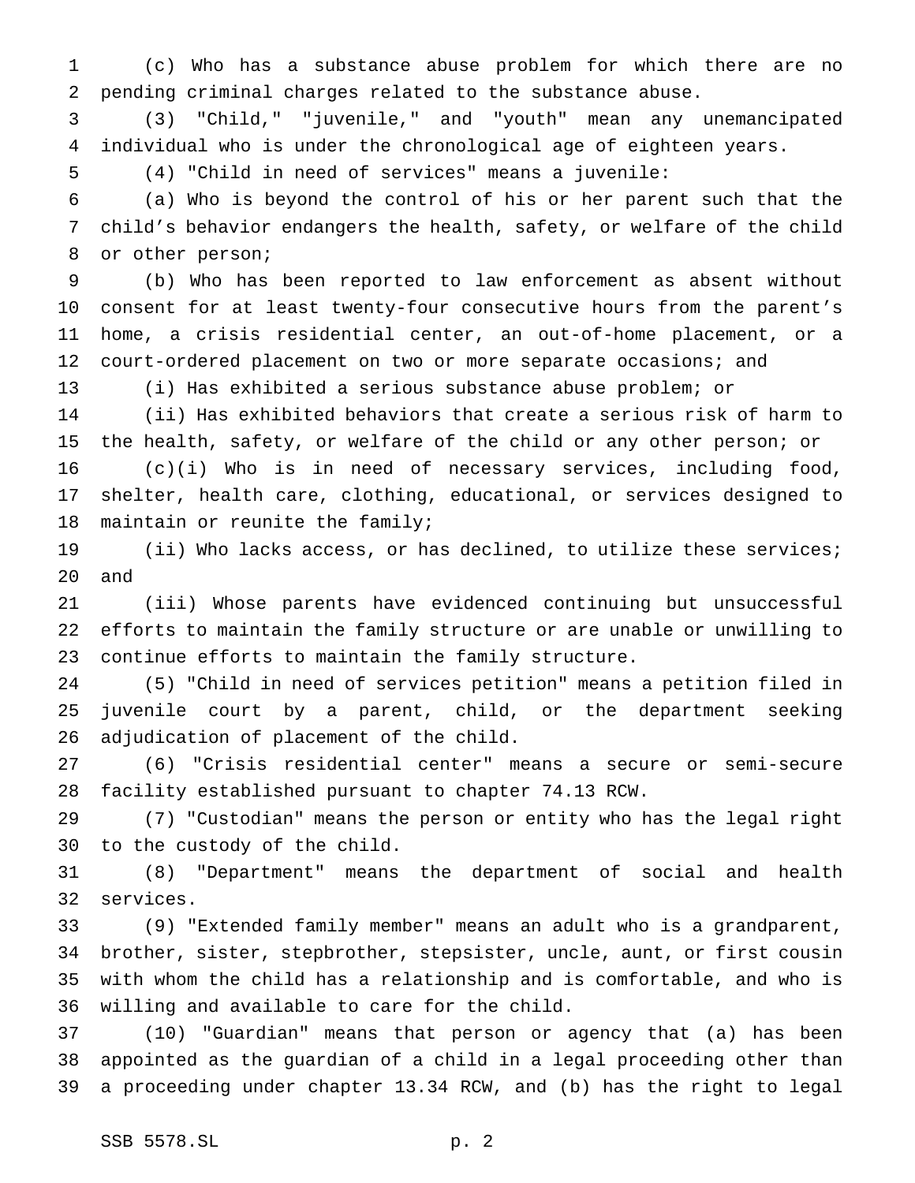(c) Who has a substance abuse problem for which there are no pending criminal charges related to the substance abuse.

(3) "Child," "juvenile," and "youth" mean any unemancipated individual who is under the chronological age of eighteen years.

(4) "Child in need of services" means a juvenile:

(a) Who is beyond the control of his or her parent such that the child's behavior endangers the health, safety, or welfare of the child or other person;

(b) Who has been reported to law enforcement as absent without consent for at least twenty-four consecutive hours from the parent's home, a crisis residential center, an out-of-home placement, or a court-ordered placement on two or more separate occasions; and

(i) Has exhibited a serious substance abuse problem; or

(ii) Has exhibited behaviors that create a serious risk of harm to the health, safety, or welfare of the child or any other person; or

(c)(i) Who is in need of necessary services, including food, shelter, health care, clothing, educational, or services designed to maintain or reunite the family;

(ii) Who lacks access, or has declined, to utilize these services; and

(iii) Whose parents have evidenced continuing but unsuccessful efforts to maintain the family structure or are unable or unwilling to continue efforts to maintain the family structure.

(5) "Child in need of services petition" means a petition filed in juvenile court by a parent, child, or the department seeking adjudication of placement of the child.

(6) "Crisis residential center" means a secure or semi-secure facility established pursuant to chapter 74.13 RCW.

(7) "Custodian" means the person or entity who has the legal right to the custody of the child.

(8) "Department" means the department of social and health services.

(9) "Extended family member" means an adult who is a grandparent, brother, sister, stepbrother, stepsister, uncle, aunt, or first cousin with whom the child has a relationship and is comfortable, and who is willing and available to care for the child.

(10) "Guardian" means that person or agency that (a) has been appointed as the guardian of a child in a legal proceeding other than a proceeding under chapter 13.34 RCW, and (b) has the right to legal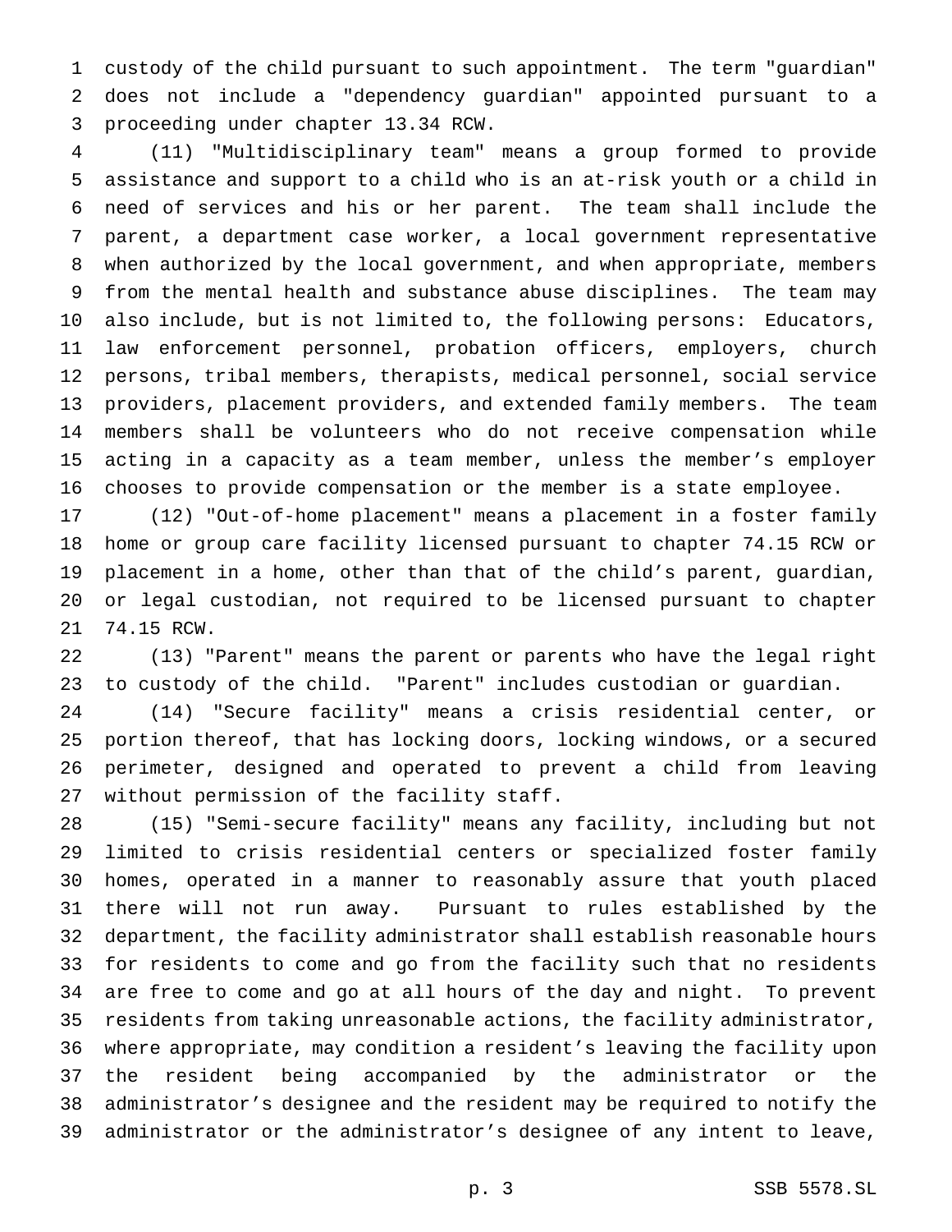custody of the child pursuant to such appointment. The term "guardian" does not include a "dependency guardian" appointed pursuant to a proceeding under chapter 13.34 RCW.

(11) "Multidisciplinary team" means a group formed to provide assistance and support to a child who is an at-risk youth or a child in need of services and his or her parent. The team shall include the parent, a department case worker, a local government representative when authorized by the local government, and when appropriate, members from the mental health and substance abuse disciplines. The team may also include, but is not limited to, the following persons: Educators, law enforcement personnel, probation officers, employers, church persons, tribal members, therapists, medical personnel, social service providers, placement providers, and extended family members. The team members shall be volunteers who do not receive compensation while acting in a capacity as a team member, unless the member's employer chooses to provide compensation or the member is a state employee.

(12) "Out-of-home placement" means a placement in a foster family home or group care facility licensed pursuant to chapter 74.15 RCW or placement in a home, other than that of the child's parent, guardian, or legal custodian, not required to be licensed pursuant to chapter 74.15 RCW.

(13) "Parent" means the parent or parents who have the legal right to custody of the child. "Parent" includes custodian or guardian.

(14) "Secure facility" means a crisis residential center, or portion thereof, that has locking doors, locking windows, or a secured perimeter, designed and operated to prevent a child from leaving without permission of the facility staff.

(15) "Semi-secure facility" means any facility, including but not limited to crisis residential centers or specialized foster family homes, operated in a manner to reasonably assure that youth placed there will not run away. Pursuant to rules established by the department, the facility administrator shall establish reasonable hours for residents to come and go from the facility such that no residents are free to come and go at all hours of the day and night. To prevent residents from taking unreasonable actions, the facility administrator, where appropriate, may condition a resident's leaving the facility upon the resident being accompanied by the administrator or the administrator's designee and the resident may be required to notify the administrator or the administrator's designee of any intent to leave,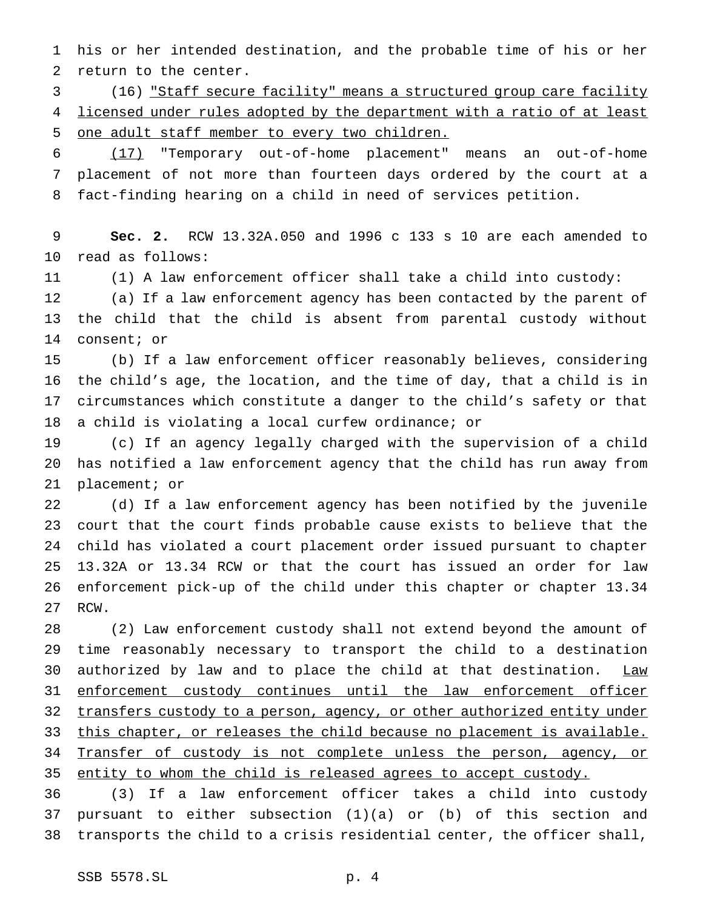his or her intended destination, and the probable time of his or her return to the center.

(16) <u>"Staff secure facility" means a structured group care facility licensed under rules adopted by the department with a ratio of at least one adult staff member to every two children.</u>

<u>(17)</u> "Temporary out-of-home placement" means an out-of-home placement of not more than fourteen days ordered by the court at a fact-finding hearing on a child in need of services petition.

**Sec. 2.** RCW 13.32A.050 and 1996 c 133 s 10 are each amended to read as follows:

(1) A law enforcement officer shall take a child into custody:

(a) If a law enforcement agency has been contacted by the parent of the child that the child is absent from parental custody without consent; or

(b) If a law enforcement officer reasonably believes, considering the child's age, the location, and the time of day, that a child is in circumstances which constitute a danger to the child's safety or that a child is violating a local curfew ordinance; or

(c) If an agency legally charged with the supervision of a child has notified a law enforcement agency that the child has run away from placement; or

(d) If a law enforcement agency has been notified by the juvenile court that the court finds probable cause exists to believe that the child has violated a court placement order issued pursuant to chapter 13.32A or 13.34 RCW or that the court has issued an order for law enforcement pick-up of the child under this chapter or chapter 13.34 RCW.

(2) Law enforcement custody shall not extend beyond the amount of time reasonably necessary to transport the child to a destination authorized by law and to place the child at that destination. <u>Law enforcement custody continues until the law enforcement officer transfers custody to a person, agency, or other authorized entity under this chapter, or releases the child because no placement is available. Transfer of custody is not complete unless the person, agency, or entity to whom the child is released agrees to accept custody.</u>

(3) If a law enforcement officer takes a child into custody pursuant to either subsection (1)(a) or (b) of this section and transports the child to a crisis residential center, the officer shall,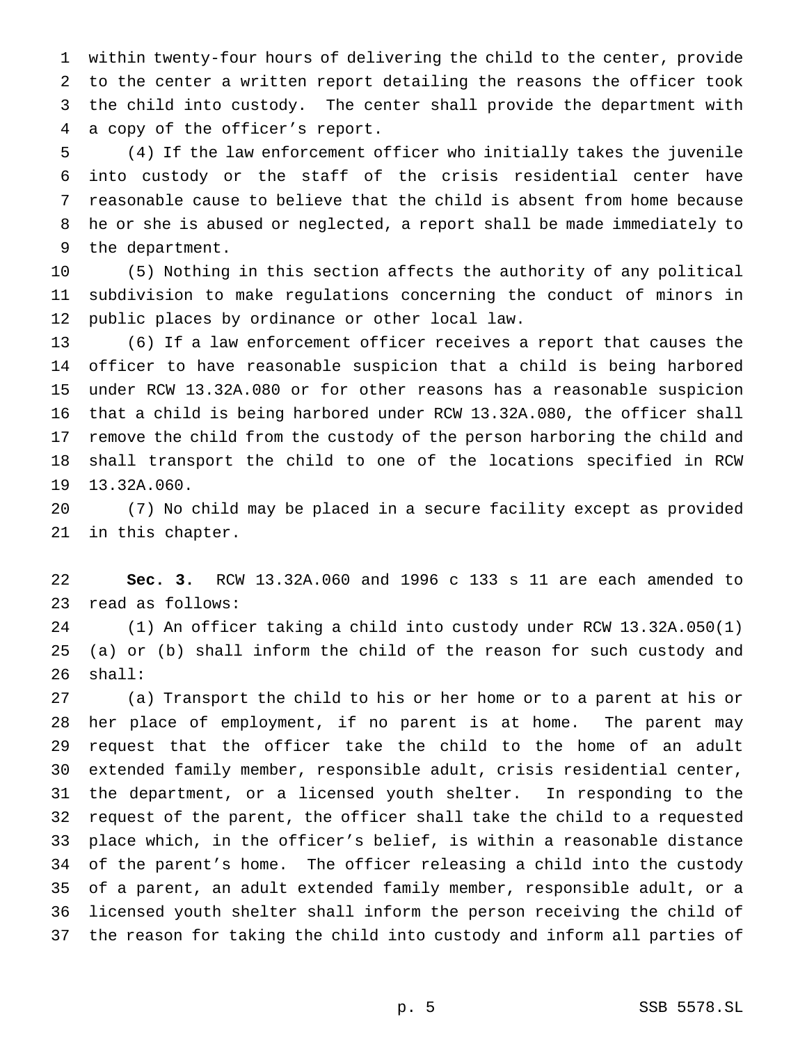within twenty-four hours of delivering the child to the center, provide to the center a written report detailing the reasons the officer took the child into custody. The center shall provide the department with a copy of the officer's report.

(4) If the law enforcement officer who initially takes the juvenile into custody or the staff of the crisis residential center have reasonable cause to believe that the child is absent from home because he or she is abused or neglected, a report shall be made immediately to the department.

(5) Nothing in this section affects the authority of any political subdivision to make regulations concerning the conduct of minors in public places by ordinance or other local law.

(6) If a law enforcement officer receives a report that causes the officer to have reasonable suspicion that a child is being harbored under RCW 13.32A.080 or for other reasons has a reasonable suspicion that a child is being harbored under RCW 13.32A.080, the officer shall remove the child from the custody of the person harboring the child and shall transport the child to one of the locations specified in RCW 13.32A.060.

(7) No child may be placed in a secure facility except as provided in this chapter.

**Sec. 3.** RCW 13.32A.060 and 1996 c 133 s 11 are each amended to read as follows:

(1) An officer taking a child into custody under RCW 13.32A.050(1) (a) or (b) shall inform the child of the reason for such custody and shall:

(a) Transport the child to his or her home or to a parent at his or her place of employment, if no parent is at home. The parent may request that the officer take the child to the home of an adult extended family member, responsible adult, crisis residential center, the department, or a licensed youth shelter. In responding to the request of the parent, the officer shall take the child to a requested place which, in the officer's belief, is within a reasonable distance of the parent's home. The officer releasing a child into the custody of a parent, an adult extended family member, responsible adult, or a licensed youth shelter shall inform the person receiving the child of the reason for taking the child into custody and inform all parties of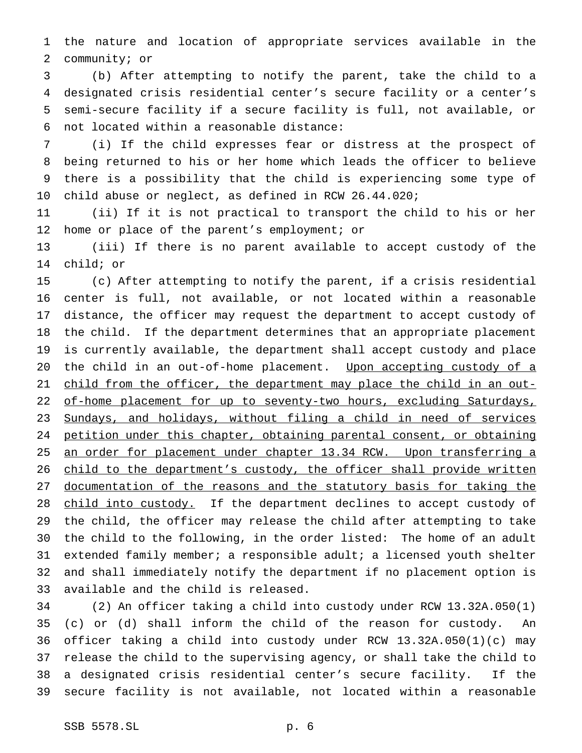the nature and location of appropriate services available in the community; or

(b) After attempting to notify the parent, take the child to a designated crisis residential center's secure facility or a center's semi-secure facility if a secure facility is full, not available, or not located within a reasonable distance:

(i) If the child expresses fear or distress at the prospect of being returned to his or her home which leads the officer to believe there is a possibility that the child is experiencing some type of child abuse or neglect, as defined in RCW 26.44.020;

(ii) If it is not practical to transport the child to his or her home or place of the parent's employment; or

(iii) If there is no parent available to accept custody of the child; or

(c) After attempting to notify the parent, if a crisis residential center is full, not available, or not located within a reasonable distance, the officer may request the department to accept custody of the child. If the department determines that an appropriate placement is currently available, the department shall accept custody and place the child in an out-of-home placement. Upon accepting custody of a child from the officer, the department may place the child in an out-of-home placement for up to seventy-two hours, excluding Saturdays, Sundays, and holidays, without filing a child in need of services petition under this chapter, obtaining parental consent, or obtaining an order for placement under chapter 13.34 RCW. Upon transferring a child to the department's custody, the officer shall provide written documentation of the reasons and the statutory basis for taking the child into custody. If the department declines to accept custody of the child, the officer may release the child after attempting to take the child to the following, in the order listed: The home of an adult extended family member; a responsible adult; a licensed youth shelter and shall immediately notify the department if no placement option is available and the child is released.

(2) An officer taking a child into custody under RCW 13.32A.050(1)(c) or (d) shall inform the child of the reason for custody. An officer taking a child into custody under RCW 13.32A.050(1)(c) may release the child to the supervising agency, or shall take the child to a designated crisis residential center's secure facility. If the secure facility is not available, not located within a reasonable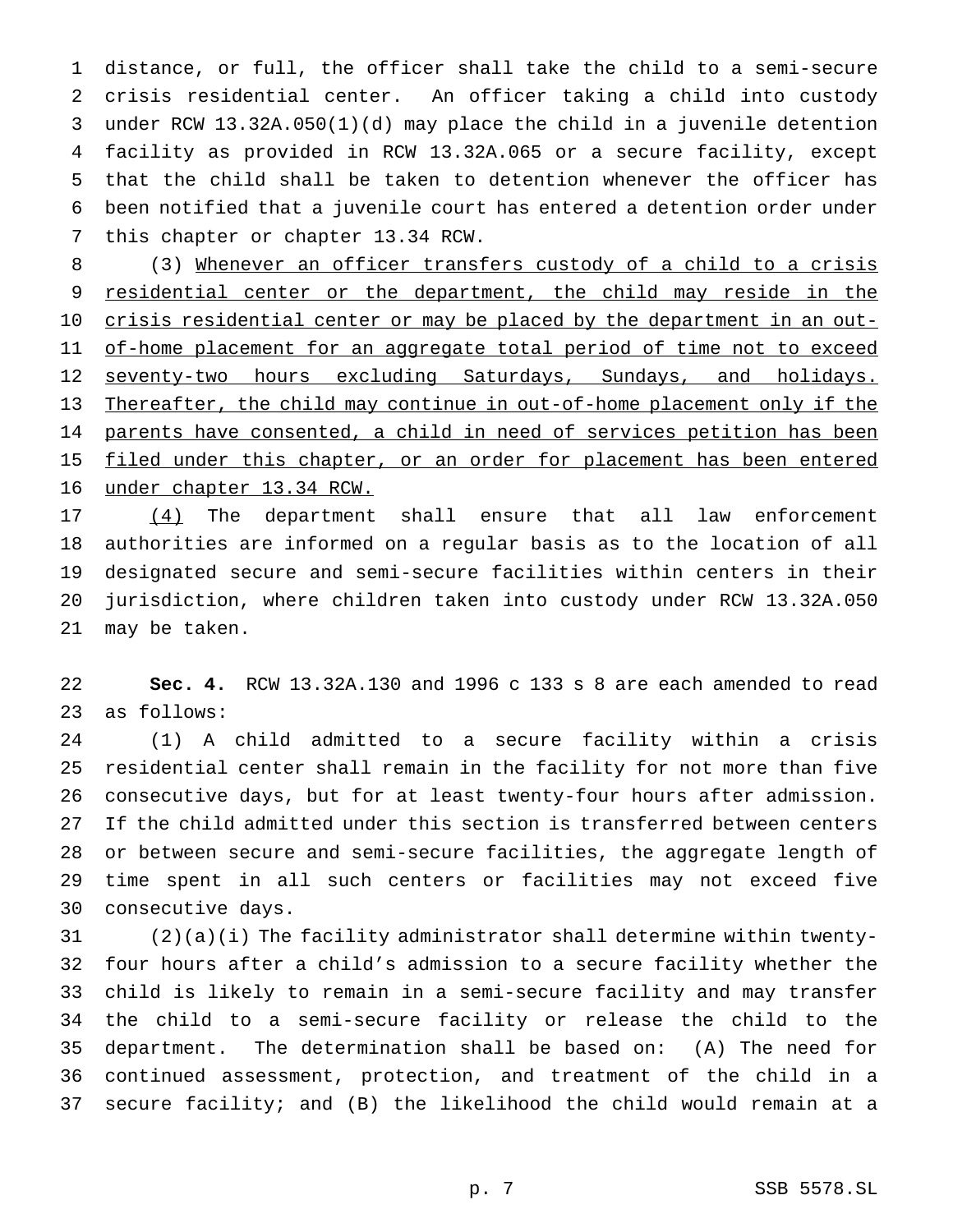distance, or full, the officer shall take the child to a semi-secure crisis residential center. An officer taking a child into custody under RCW 13.32A.050(1)(d) may place the child in a juvenile detention facility as provided in RCW 13.32A.065 or a secure facility, except that the child shall be taken to detention whenever the officer has been notified that a juvenile court has entered a detention order under this chapter or chapter 13.34 RCW.

(3) <u>Whenever an officer transfers custody of a child to a crisis residential center or the department, the child may reside in the crisis residential center or may be placed by the department in an out-of-home placement for an aggregate total period of time not to exceed seventy-two hours excluding Saturdays, Sundays, and holidays. Thereafter, the child may continue in out-of-home placement only if the parents have consented, a child in need of services petition has been filed under this chapter, or an order for placement has been entered under chapter 13.34 RCW.</u>

<u>(4)</u> The department shall ensure that all law enforcement authorities are informed on a regular basis as to the location of all designated secure and semi-secure facilities within centers in their jurisdiction, where children taken into custody under RCW 13.32A.050 may be taken.

**Sec. 4.** RCW 13.32A.130 and 1996 c 133 s 8 are each amended to read as follows:

(1) A child admitted to a secure facility within a crisis residential center shall remain in the facility for not more than five consecutive days, but for at least twenty-four hours after admission. If the child admitted under this section is transferred between centers or between secure and semi-secure facilities, the aggregate length of time spent in all such centers or facilities may not exceed five consecutive days.

(2)(a)(i) The facility administrator shall determine within twenty-four hours after a child's admission to a secure facility whether the child is likely to remain in a semi-secure facility and may transfer the child to a semi-secure facility or release the child to the department. The determination shall be based on: (A) The need for continued assessment, protection, and treatment of the child in a secure facility; and (B) the likelihood the child would remain at a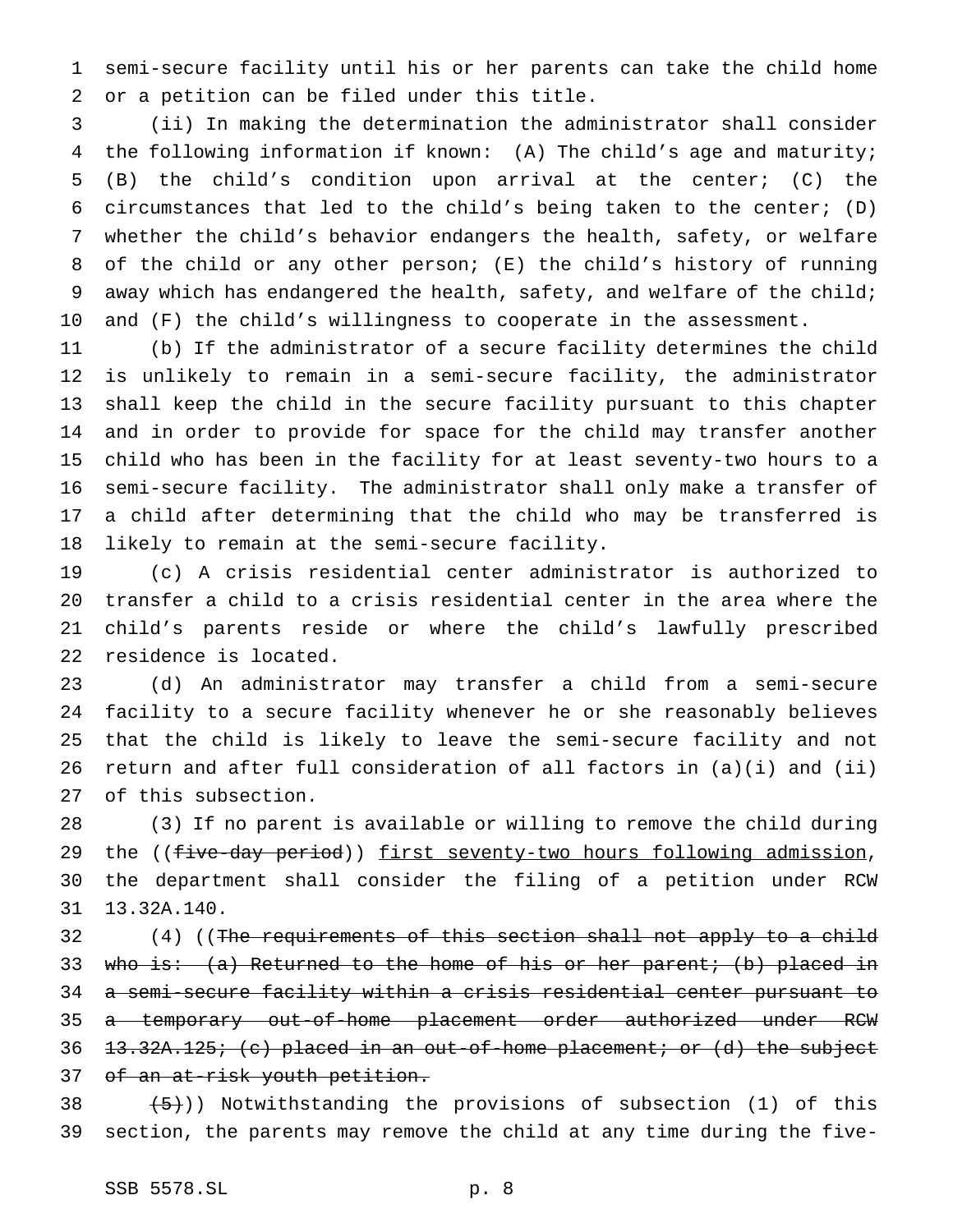semi-secure facility until his or her parents can take the child home or a petition can be filed under this title.

(ii) In making the determination the administrator shall consider the following information if known: (A) The child's age and maturity; (B) the child's condition upon arrival at the center; (C) the circumstances that led to the child's being taken to the center; (D) whether the child's behavior endangers the health, safety, or welfare of the child or any other person; (E) the child's history of running away which has endangered the health, safety, and welfare of the child; and (F) the child's willingness to cooperate in the assessment.

(b) If the administrator of a secure facility determines the child is unlikely to remain in a semi-secure facility, the administrator shall keep the child in the secure facility pursuant to this chapter and in order to provide for space for the child may transfer another child who has been in the facility for at least seventy-two hours to a semi-secure facility. The administrator shall only make a transfer of a child after determining that the child who may be transferred is likely to remain at the semi-secure facility.

(c) A crisis residential center administrator is authorized to transfer a child to a crisis residential center in the area where the child's parents reside or where the child's lawfully prescribed residence is located.

(d) An administrator may transfer a child from a semi-secure facility to a secure facility whenever he or she reasonably believes that the child is likely to leave the semi-secure facility and not return and after full consideration of all factors in (a)(i) and (ii) of this subsection.

(3) If no parent is available or willing to remove the child during the ((~~five-day period~~)) <u>first seventy-two hours following admission</u>, the department shall consider the filing of a petition under RCW 13.32A.140.

(4) ((~~The requirements of this section shall not apply to a child who is: (a) Returned to the home of his or her parent; (b) placed in a semi-secure facility within a crisis residential center pursuant to a temporary out-of-home placement order authorized under RCW 13.32A.125; (c) placed in an out-of-home placement; or (d) the subject of an at-risk youth petition.~~

~~(5)~~)) Notwithstanding the provisions of subsection (1) of this section, the parents may remove the child at any time during the five-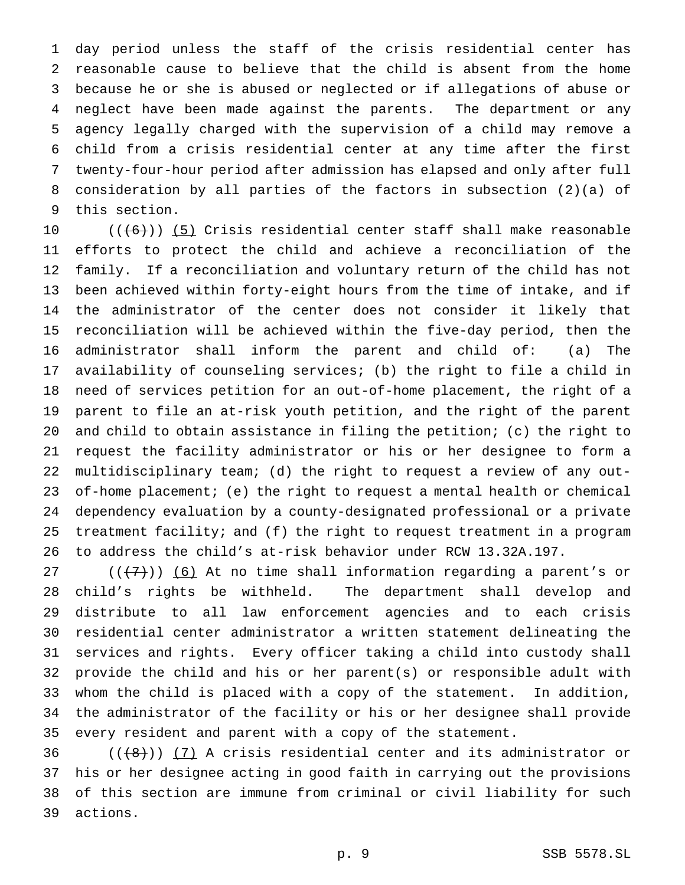day period unless the staff of the crisis residential center has reasonable cause to believe that the child is absent from the home because he or she is abused or neglected or if allegations of abuse or neglect have been made against the parents. The department or any agency legally charged with the supervision of a child may remove a child from a crisis residential center at any time after the first twenty-four-hour period after admission has elapsed and only after full consideration by all parties of the factors in subsection (2)(a) of this section.

(((6))) (5) Crisis residential center staff shall make reasonable efforts to protect the child and achieve a reconciliation of the family. If a reconciliation and voluntary return of the child has not been achieved within forty-eight hours from the time of intake, and if the administrator of the center does not consider it likely that reconciliation will be achieved within the five-day period, then the administrator shall inform the parent and child of: (a) The availability of counseling services; (b) the right to file a child in need of services petition for an out-of-home placement, the right of a parent to file an at-risk youth petition, and the right of the parent and child to obtain assistance in filing the petition; (c) the right to request the facility administrator or his or her designee to form a multidisciplinary team; (d) the right to request a review of any out-of-home placement; (e) the right to request a mental health or chemical dependency evaluation by a county-designated professional or a private treatment facility; and (f) the right to request treatment in a program to address the child's at-risk behavior under RCW 13.32A.197.

(((7))) (6) At no time shall information regarding a parent's or child's rights be withheld. The department shall develop and distribute to all law enforcement agencies and to each crisis residential center administrator a written statement delineating the services and rights. Every officer taking a child into custody shall provide the child and his or her parent(s) or responsible adult with whom the child is placed with a copy of the statement. In addition, the administrator of the facility or his or her designee shall provide every resident and parent with a copy of the statement.

(((8))) (7) A crisis residential center and its administrator or his or her designee acting in good faith in carrying out the provisions of this section are immune from criminal or civil liability for such actions.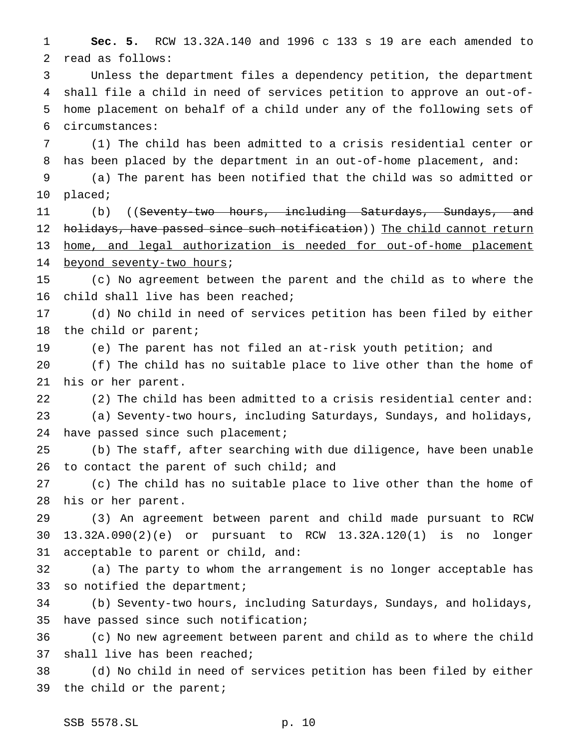**Sec. 5.** RCW 13.32A.140 and 1996 c 133 s 19 are each amended to read as follows:

Unless the department files a dependency petition, the department shall file a child in need of services petition to approve an out-of-home placement on behalf of a child under any of the following sets of circumstances:

(1) The child has been admitted to a crisis residential center or has been placed by the department in an out-of-home placement, and:

(a) The parent has been notified that the child was so admitted or placed;

(b) ((~~Seventy-two hours, including Saturdays, Sundays, and holidays, have passed since such notification~~)) <u>The child cannot return home, and legal authorization is needed for out-of-home placement beyond seventy-two hours</u>;

(c) No agreement between the parent and the child as to where the child shall live has been reached;

(d) No child in need of services petition has been filed by either the child or parent;

(e) The parent has not filed an at-risk youth petition; and

(f) The child has no suitable place to live other than the home of his or her parent.

(2) The child has been admitted to a crisis residential center and:

(a) Seventy-two hours, including Saturdays, Sundays, and holidays, have passed since such placement;

(b) The staff, after searching with due diligence, have been unable to contact the parent of such child; and

(c) The child has no suitable place to live other than the home of his or her parent.

(3) An agreement between parent and child made pursuant to RCW 13.32A.090(2)(e) or pursuant to RCW 13.32A.120(1) is no longer acceptable to parent or child, and:

(a) The party to whom the arrangement is no longer acceptable has so notified the department;

(b) Seventy-two hours, including Saturdays, Sundays, and holidays, have passed since such notification;

(c) No new agreement between parent and child as to where the child shall live has been reached;

(d) No child in need of services petition has been filed by either the child or the parent;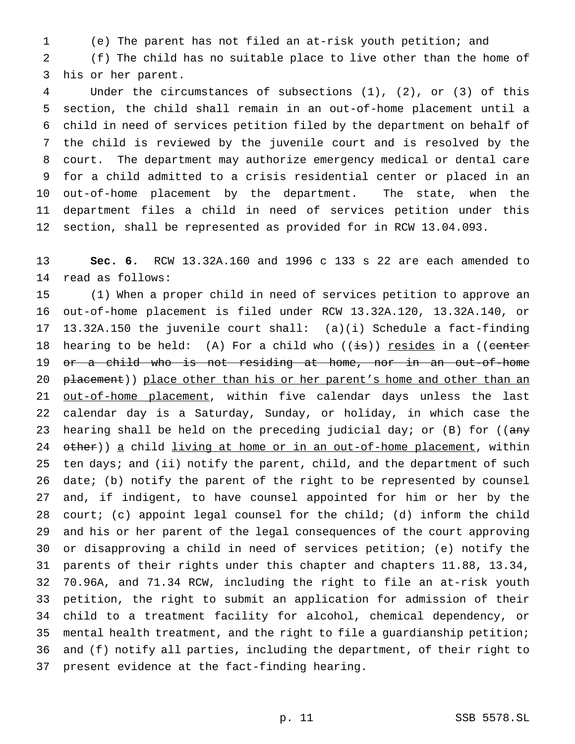(e) The parent has not filed an at-risk youth petition; and

(f) The child has no suitable place to live other than the home of his or her parent.

Under the circumstances of subsections (1), (2), or (3) of this section, the child shall remain in an out-of-home placement until a child in need of services petition filed by the department on behalf of the child is reviewed by the juvenile court and is resolved by the court. The department may authorize emergency medical or dental care for a child admitted to a crisis residential center or placed in an out-of-home placement by the department. The state, when the department files a child in need of services petition under this section, shall be represented as provided for in RCW 13.04.093.

**Sec. 6.** RCW 13.32A.160 and 1996 c 133 s 22 are each amended to read as follows:

(1) When a proper child in need of services petition to approve an out-of-home placement is filed under RCW 13.32A.120, 13.32A.140, or 13.32A.150 the juvenile court shall: (a)(i) Schedule a fact-finding hearing to be held: (A) For a child who ((~~is~~)) <u>resides</u> in a ((~~center or a child who is not residing at home, nor in an out-of-home placement~~)) <u>place other than his or her parent's home and other than an out-of-home placement</u>, within five calendar days unless the last calendar day is a Saturday, Sunday, or holiday, in which case the hearing shall be held on the preceding judicial day; or (B) for ((~~any other~~)) <u>a</u> child <u>living at home or in an out-of-home placement</u>, within ten days; and (ii) notify the parent, child, and the department of such date; (b) notify the parent of the right to be represented by counsel and, if indigent, to have counsel appointed for him or her by the court; (c) appoint legal counsel for the child; (d) inform the child and his or her parent of the legal consequences of the court approving or disapproving a child in need of services petition; (e) notify the parents of their rights under this chapter and chapters 11.88, 13.34, 70.96A, and 71.34 RCW, including the right to file an at-risk youth petition, the right to submit an application for admission of their child to a treatment facility for alcohol, chemical dependency, or mental health treatment, and the right to file a guardianship petition; and (f) notify all parties, including the department, of their right to present evidence at the fact-finding hearing.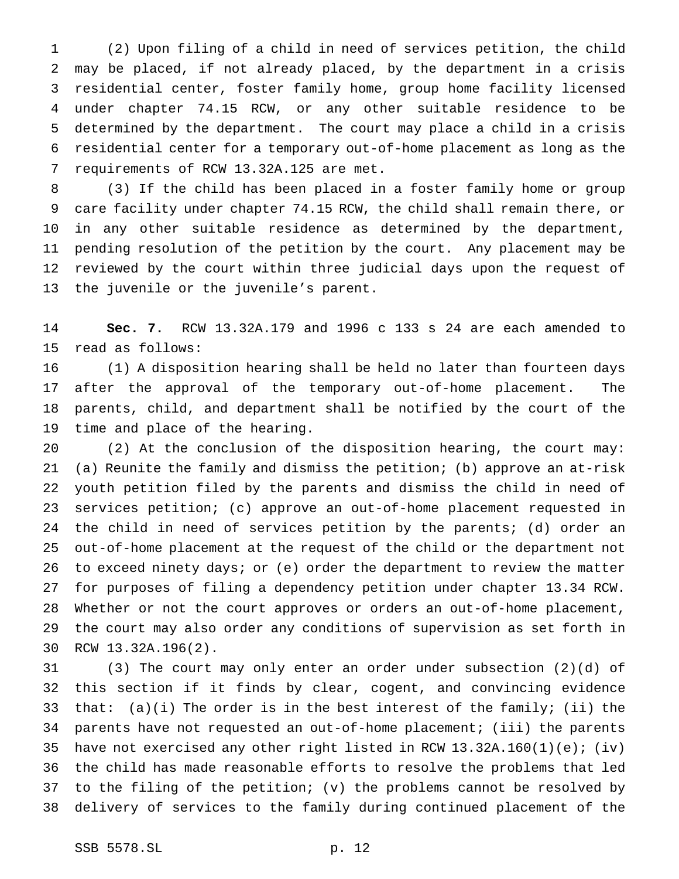(2) Upon filing of a child in need of services petition, the child may be placed, if not already placed, by the department in a crisis residential center, foster family home, group home facility licensed under chapter 74.15 RCW, or any other suitable residence to be determined by the department. The court may place a child in a crisis residential center for a temporary out-of-home placement as long as the requirements of RCW 13.32A.125 are met.

(3) If the child has been placed in a foster family home or group care facility under chapter 74.15 RCW, the child shall remain there, or in any other suitable residence as determined by the department, pending resolution of the petition by the court. Any placement may be reviewed by the court within three judicial days upon the request of the juvenile or the juvenile's parent.

**Sec. 7.** RCW 13.32A.179 and 1996 c 133 s 24 are each amended to read as follows:

(1) A disposition hearing shall be held no later than fourteen days after the approval of the temporary out-of-home placement. The parents, child, and department shall be notified by the court of the time and place of the hearing.

(2) At the conclusion of the disposition hearing, the court may: (a) Reunite the family and dismiss the petition; (b) approve an at-risk youth petition filed by the parents and dismiss the child in need of services petition; (c) approve an out-of-home placement requested in the child in need of services petition by the parents; (d) order an out-of-home placement at the request of the child or the department not to exceed ninety days; or (e) order the department to review the matter for purposes of filing a dependency petition under chapter 13.34 RCW. Whether or not the court approves or orders an out-of-home placement, the court may also order any conditions of supervision as set forth in RCW 13.32A.196(2).

(3) The court may only enter an order under subsection (2)(d) of this section if it finds by clear, cogent, and convincing evidence that: (a)(i) The order is in the best interest of the family; (ii) the parents have not requested an out-of-home placement; (iii) the parents have not exercised any other right listed in RCW 13.32A.160(1)(e); (iv) the child has made reasonable efforts to resolve the problems that led to the filing of the petition; (v) the problems cannot be resolved by delivery of services to the family during continued placement of the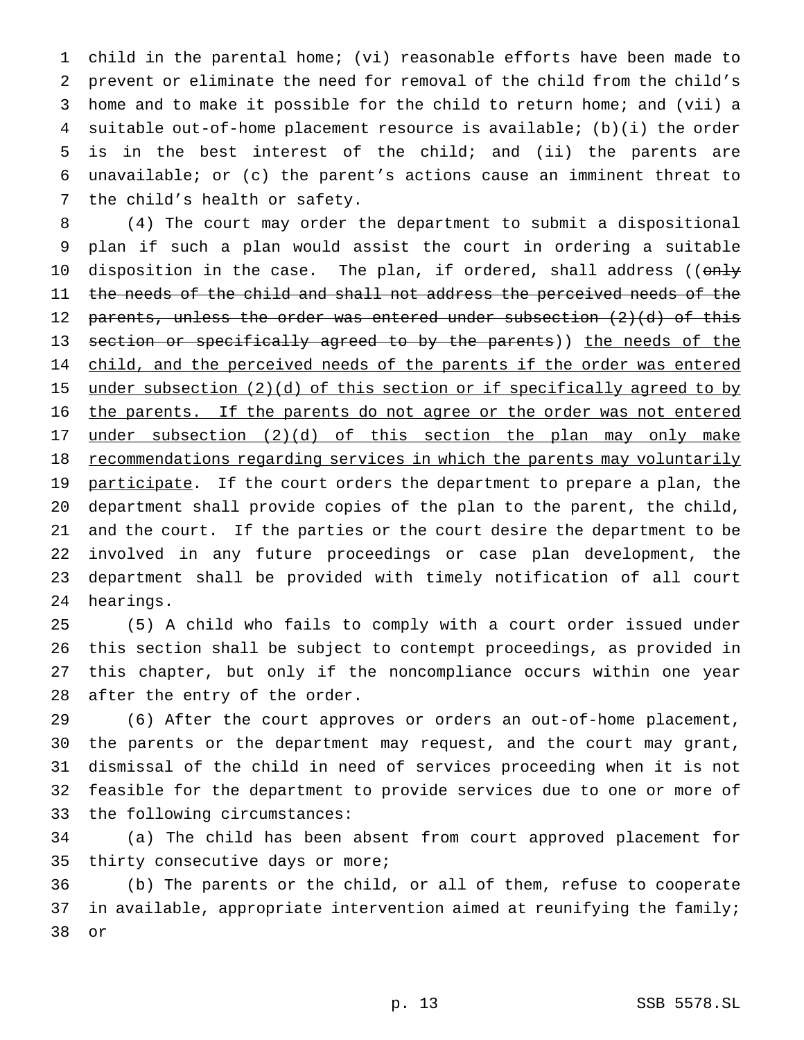child in the parental home; (vi) reasonable efforts have been made to prevent or eliminate the need for removal of the child from the child's home and to make it possible for the child to return home; and (vii) a suitable out-of-home placement resource is available; (b)(i) the order is in the best interest of the child; and (ii) the parents are unavailable; or (c) the parent's actions cause an imminent threat to the child's health or safety.

(4) The court may order the department to submit a dispositional plan if such a plan would assist the court in ordering a suitable disposition in the case. The plan, if ordered, shall address ((~~only the needs of the child and shall not address the perceived needs of the parents, unless the order was entered under subsection (2)(d) of this section or specifically agreed to by the parents~~)) <u>the needs of the child, and the perceived needs of the parents if the order was entered under subsection (2)(d) of this section or if specifically agreed to by the parents. If the parents do not agree or the order was not entered under subsection (2)(d) of this section the plan may only make recommendations regarding services in which the parents may voluntarily participate</u>. If the court orders the department to prepare a plan, the department shall provide copies of the plan to the parent, the child, and the court. If the parties or the court desire the department to be involved in any future proceedings or case plan development, the department shall be provided with timely notification of all court hearings.

(5) A child who fails to comply with a court order issued under this section shall be subject to contempt proceedings, as provided in this chapter, but only if the noncompliance occurs within one year after the entry of the order.

(6) After the court approves or orders an out-of-home placement, the parents or the department may request, and the court may grant, dismissal of the child in need of services proceeding when it is not feasible for the department to provide services due to one or more of the following circumstances:

(a) The child has been absent from court approved placement for thirty consecutive days or more;

(b) The parents or the child, or all of them, refuse to cooperate in available, appropriate intervention aimed at reunifying the family; or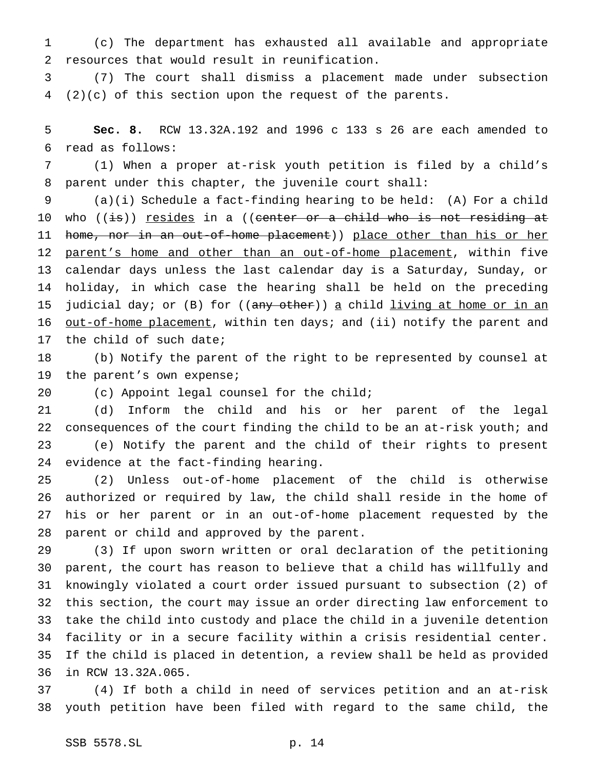(c) The department has exhausted all available and appropriate resources that would result in reunification.

(7) The court shall dismiss a placement made under subsection (2)(c) of this section upon the request of the parents.

**Sec. 8.** RCW 13.32A.192 and 1996 c 133 s 26 are each amended to read as follows:

(1) When a proper at-risk youth petition is filed by a child's parent under this chapter, the juvenile court shall:

(a)(i) Schedule a fact-finding hearing to be held: (A) For a child who ((~~is~~)) <u>resides</u> in a ((~~center or a child who is not residing at home, nor in an out-of-home placement~~)) <u>place other than his or her parent's home and other than an out-of-home placement</u>, within five calendar days unless the last calendar day is a Saturday, Sunday, or holiday, in which case the hearing shall be held on the preceding judicial day; or (B) for ((~~any other~~)) <u>a</u> child <u>living at home or in an out-of-home placement</u>, within ten days; and (ii) notify the parent and the child of such date;

(b) Notify the parent of the right to be represented by counsel at the parent's own expense;

(c) Appoint legal counsel for the child;

(d) Inform the child and his or her parent of the legal consequences of the court finding the child to be an at-risk youth; and

(e) Notify the parent and the child of their rights to present evidence at the fact-finding hearing.

(2) Unless out-of-home placement of the child is otherwise authorized or required by law, the child shall reside in the home of his or her parent or in an out-of-home placement requested by the parent or child and approved by the parent.

(3) If upon sworn written or oral declaration of the petitioning parent, the court has reason to believe that a child has willfully and knowingly violated a court order issued pursuant to subsection (2) of this section, the court may issue an order directing law enforcement to take the child into custody and place the child in a juvenile detention facility or in a secure facility within a crisis residential center. If the child is placed in detention, a review shall be held as provided in RCW 13.32A.065.

(4) If both a child in need of services petition and an at-risk youth petition have been filed with regard to the same child, the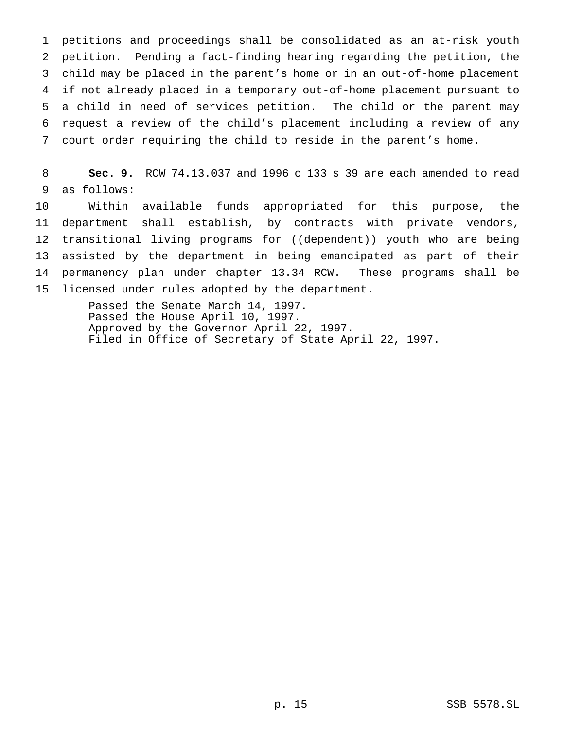petitions and proceedings shall be consolidated as an at-risk youth petition. Pending a fact-finding hearing regarding the petition, the child may be placed in the parent's home or in an out-of-home placement if not already placed in a temporary out-of-home placement pursuant to a child in need of services petition. The child or the parent may request a review of the child's placement including a review of any court order requiring the child to reside in the parent's home.

**Sec. 9.** RCW 74.13.037 and 1996 c 133 s 39 are each amended to read as follows:

Within available funds appropriated for this purpose, the department shall establish, by contracts with private vendors, transitional living programs for ((~~dependent~~)) youth who are being assisted by the department in being emancipated as part of their permanency plan under chapter 13.34 RCW. These programs shall be licensed under rules adopted by the department.

Passed the Senate March 14, 1997.
Passed the House April 10, 1997.
Approved by the Governor April 22, 1997.
Filed in Office of Secretary of State April 22, 1997.